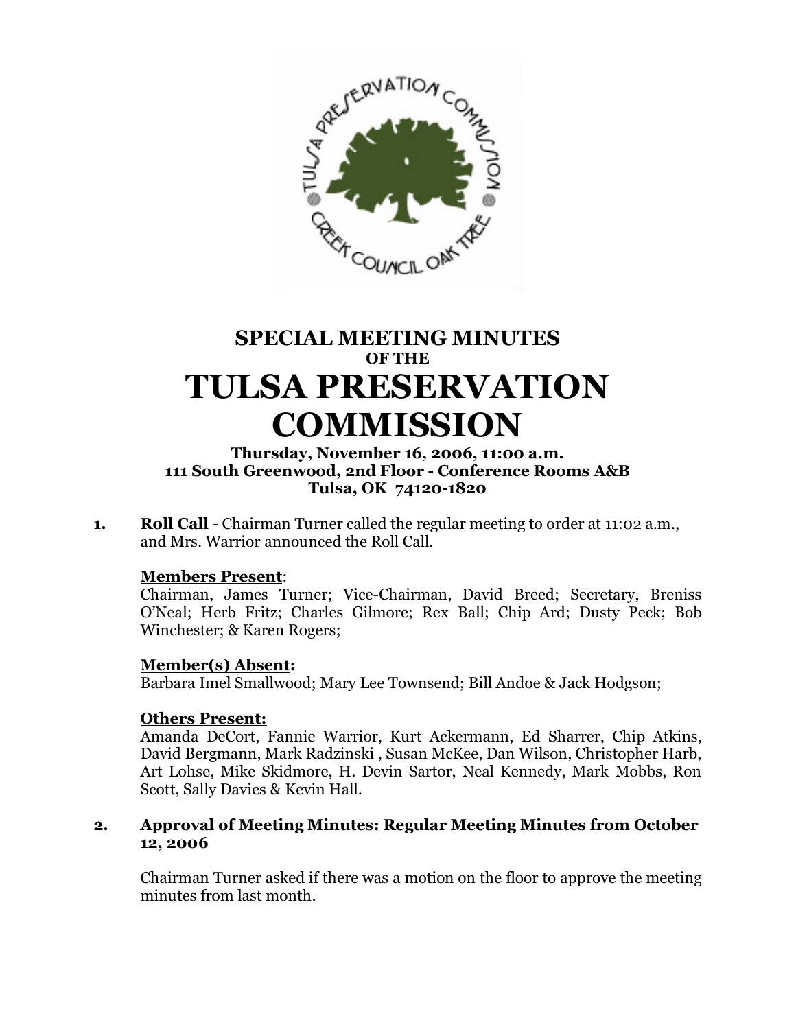# SPECIAL MEETING MINUTES
## OF THE
# TULSA PRESERVATION COMMISSION

**Thursday, November 16, 2006, 11:00 a.m.**
**111 South Greenwood, 2nd Floor - Conference Rooms A&B**
**Tulsa, OK 74120-1820**

**1. Roll Call** - Chairman Turner called the regular meeting to order at 11:02 a.m., and Mrs. Warrior announced the Roll Call.

**Members Present**:
Chairman, James Turner; Vice-Chairman, David Breed; Secretary, Breniss O'Neal; Herb Fritz; Charles Gilmore; Rex Ball; Chip Ard; Dusty Peck; Bob Winchester; & Karen Rogers;

**Member(s) Absent:**
Barbara Imel Smallwood; Mary Lee Townsend; Bill Andoe & Jack Hodgson;

**Others Present:**
Amanda DeCort, Fannie Warrior, Kurt Ackermann, Ed Sharrer, Chip Atkins, David Bergmann, Mark Radzinski , Susan McKee, Dan Wilson, Christopher Harb, Art Lohse, Mike Skidmore, H. Devin Sartor, Neal Kennedy, Mark Mobbs, Ron Scott, Sally Davies & Kevin Hall.

**2. Approval of Meeting Minutes: Regular Meeting Minutes from October 12, 2006**

Chairman Turner asked if there was a motion on the floor to approve the meeting minutes from last month.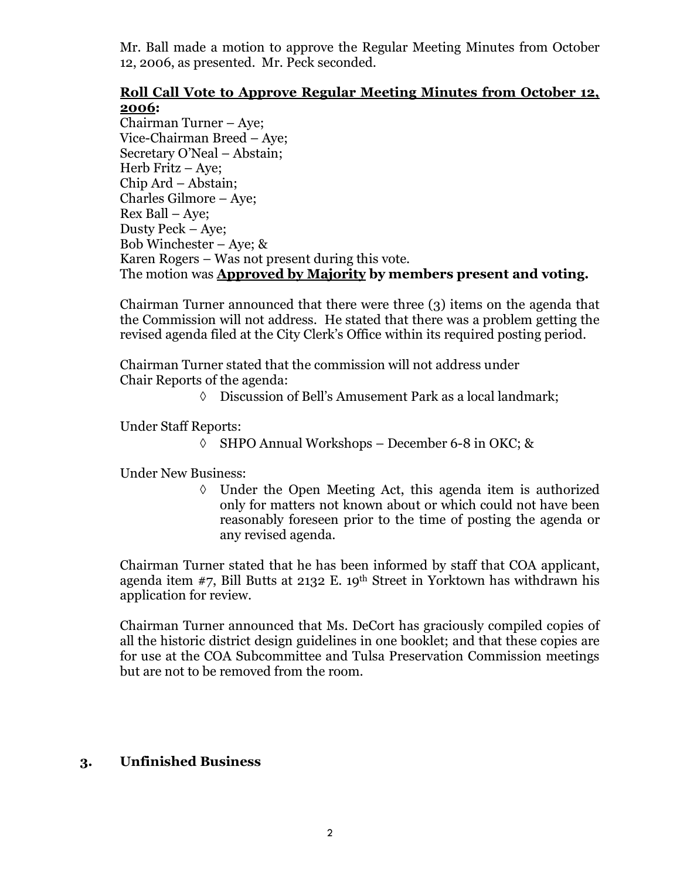Mr. Ball made a motion to approve the Regular Meeting Minutes from October 12, 2006, as presented. Mr. Peck seconded.

**Roll Call Vote to Approve Regular Meeting Minutes from October 12, 2006:**

Chairman Turner – Aye;
Vice-Chairman Breed – Aye;
Secretary O'Neal – Abstain;
Herb Fritz – Aye;
Chip Ard – Abstain;
Charles Gilmore – Aye;
Rex Ball – Aye;
Dusty Peck – Aye;
Bob Winchester – Aye; &
Karen Rogers – Was not present during this vote.
The motion was **Approved by Majority by members present and voting.**

Chairman Turner announced that there were three (3) items on the agenda that the Commission will not address. He stated that there was a problem getting the revised agenda filed at the City Clerk's Office within its required posting period.

Chairman Turner stated that the commission will not address under Chair Reports of the agenda:

- ◊ Discussion of Bell's Amusement Park as a local landmark;

Under Staff Reports:

- ◊ SHPO Annual Workshops – December 6-8 in OKC; &

Under New Business:

- ◊ Under the Open Meeting Act, this agenda item is authorized only for matters not known about or which could not have been reasonably foreseen prior to the time of posting the agenda or any revised agenda.

Chairman Turner stated that he has been informed by staff that COA applicant, agenda item #7, Bill Butts at 2132 E. 19th Street in Yorktown has withdrawn his application for review.

Chairman Turner announced that Ms. DeCort has graciously compiled copies of all the historic district design guidelines in one booklet; and that these copies are for use at the COA Subcommittee and Tulsa Preservation Commission meetings but are not to be removed from the room.

## 3. Unfinished Business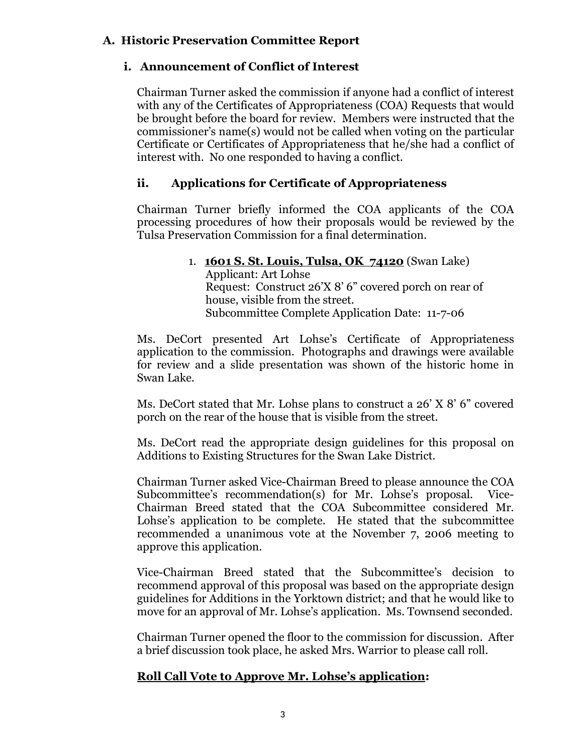### A. Historic Preservation Committee Report

#### i. Announcement of Conflict of Interest

Chairman Turner asked the commission if anyone had a conflict of interest with any of the Certificates of Appropriateness (COA) Requests that would be brought before the board for review. Members were instructed that the commissioner's name(s) would not be called when voting on the particular Certificate or Certificates of Appropriateness that he/she had a conflict of interest with. No one responded to having a conflict.

#### ii. Applications for Certificate of Appropriateness

Chairman Turner briefly informed the COA applicants of the COA processing procedures of how their proposals would be reviewed by the Tulsa Preservation Commission for a final determination.

1. **<u>1601 S. St. Louis, Tulsa, OK 74120</u>** (Swan Lake)
   Applicant: Art Lohse
   Request: Construct 26'X 8' 6" covered porch on rear of house, visible from the street.
   Subcommittee Complete Application Date: 11-7-06

Ms. DeCort presented Art Lohse's Certificate of Appropriateness application to the commission. Photographs and drawings were available for review and a slide presentation was shown of the historic home in Swan Lake.

Ms. DeCort stated that Mr. Lohse plans to construct a 26' X 8' 6" covered porch on the rear of the house that is visible from the street.

Ms. DeCort read the appropriate design guidelines for this proposal on Additions to Existing Structures for the Swan Lake District.

Chairman Turner asked Vice-Chairman Breed to please announce the COA Subcommittee's recommendation(s) for Mr. Lohse's proposal. Vice-Chairman Breed stated that the COA Subcommittee considered Mr. Lohse's application to be complete. He stated that the subcommittee recommended a unanimous vote at the November 7, 2006 meeting to approve this application.

Vice-Chairman Breed stated that the Subcommittee's decision to recommend approval of this proposal was based on the appropriate design guidelines for Additions in the Yorktown district; and that he would like to move for an approval of Mr. Lohse's application. Ms. Townsend seconded.

Chairman Turner opened the floor to the commission for discussion. After a brief discussion took place, he asked Mrs. Warrior to please call roll.

**<u>Roll Call Vote to Approve Mr. Lohse's application</u>:**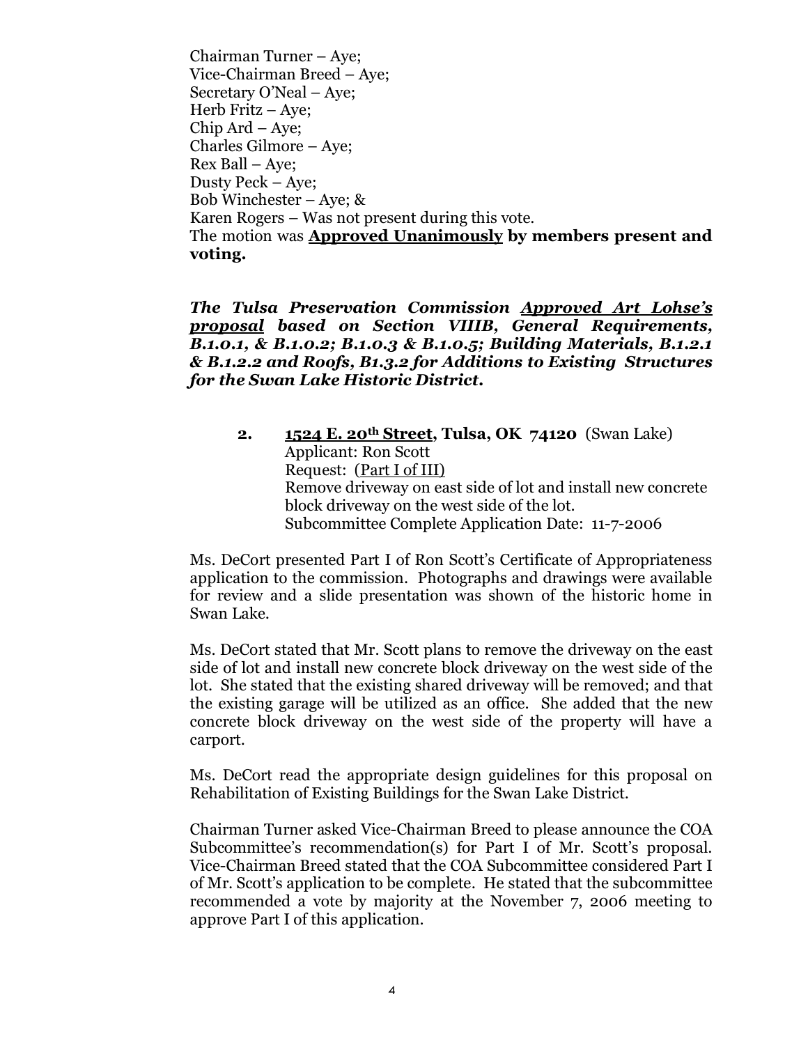Chairman Turner – Aye;
Vice-Chairman Breed – Aye;
Secretary O'Neal – Aye;
Herb Fritz – Aye;
Chip Ard – Aye;
Charles Gilmore – Aye;
Rex Ball – Aye;
Dusty Peck – Aye;
Bob Winchester – Aye; &
Karen Rogers – Was not present during this vote.
The motion was **<u>Approved Unanimously</u> by members present and voting.**

***The Tulsa Preservation Commission <u>Approved Art Lohse's proposal</u> based on Section VIIIB, General Requirements, B.1.0.1, & B.1.0.2; B.1.0.3 & B.1.0.5; Building Materials, B.1.2.1 & B.1.2.2 and Roofs, B1.3.2 for Additions to Existing Structures for the Swan Lake Historic District.***

**2.** **<u>1524 E. 20th Street</u>, Tulsa, OK 74120** (Swan Lake)
Applicant: Ron Scott
Request: <u>(Part I of III)</u>
Remove driveway on east side of lot and install new concrete block driveway on the west side of the lot.
Subcommittee Complete Application Date: 11-7-2006

Ms. DeCort presented Part I of Ron Scott's Certificate of Appropriateness application to the commission. Photographs and drawings were available for review and a slide presentation was shown of the historic home in Swan Lake.

Ms. DeCort stated that Mr. Scott plans to remove the driveway on the east side of lot and install new concrete block driveway on the west side of the lot. She stated that the existing shared driveway will be removed; and that the existing garage will be utilized as an office. She added that the new concrete block driveway on the west side of the property will have a carport.

Ms. DeCort read the appropriate design guidelines for this proposal on Rehabilitation of Existing Buildings for the Swan Lake District.

Chairman Turner asked Vice-Chairman Breed to please announce the COA Subcommittee's recommendation(s) for Part I of Mr. Scott's proposal. Vice-Chairman Breed stated that the COA Subcommittee considered Part I of Mr. Scott's application to be complete. He stated that the subcommittee recommended a vote by majority at the November 7, 2006 meeting to approve Part I of this application.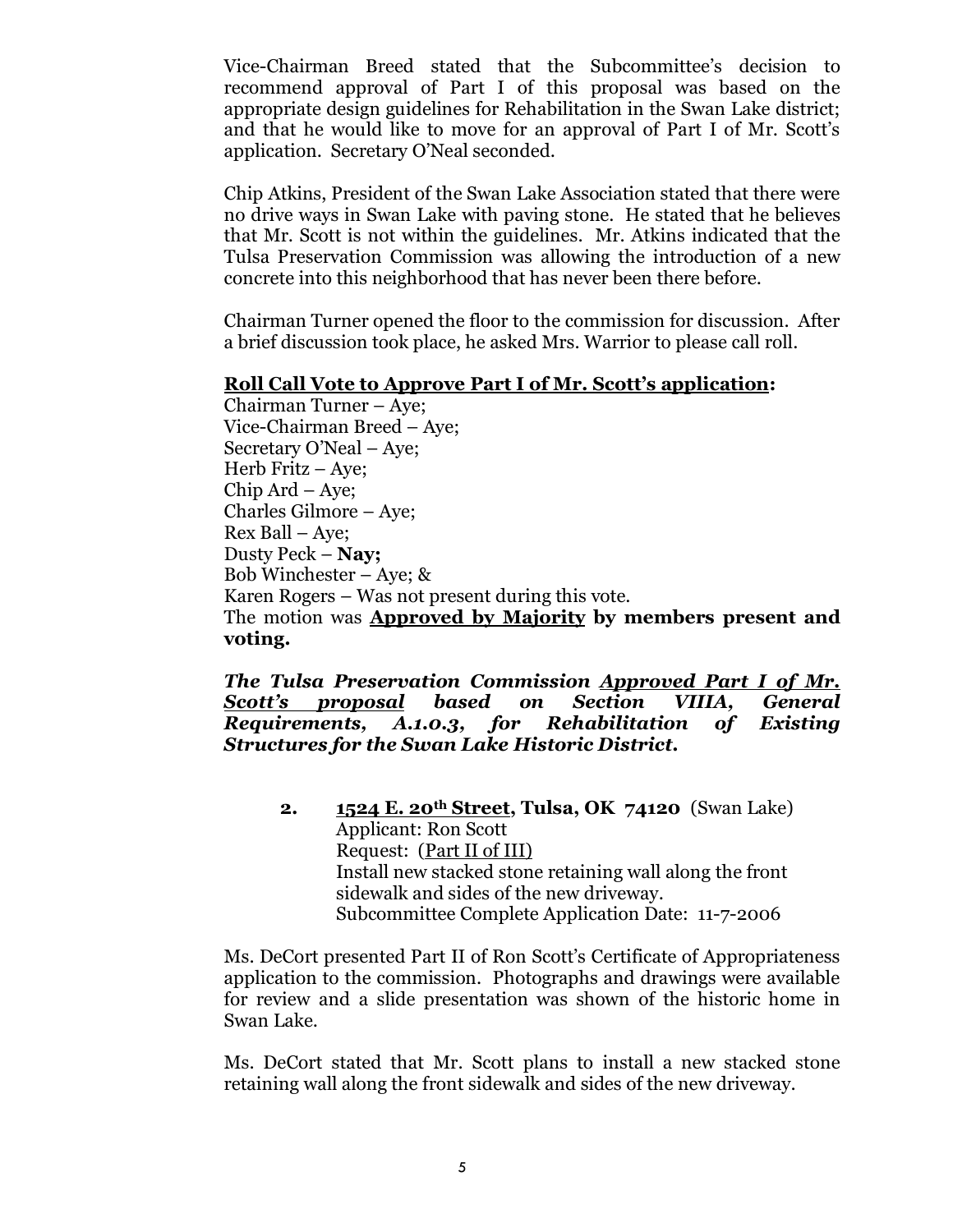Vice-Chairman Breed stated that the Subcommittee's decision to recommend approval of Part I of this proposal was based on the appropriate design guidelines for Rehabilitation in the Swan Lake district; and that he would like to move for an approval of Part I of Mr. Scott's application. Secretary O'Neal seconded.

Chip Atkins, President of the Swan Lake Association stated that there were no drive ways in Swan Lake with paving stone. He stated that he believes that Mr. Scott is not within the guidelines. Mr. Atkins indicated that the Tulsa Preservation Commission was allowing the introduction of a new concrete into this neighborhood that has never been there before.

Chairman Turner opened the floor to the commission for discussion. After a brief discussion took place, he asked Mrs. Warrior to please call roll.

**<u>Roll Call Vote to Approve Part I of Mr. Scott's application</u>:**
Chairman Turner – Aye;
Vice-Chairman Breed – Aye;
Secretary O'Neal – Aye;
Herb Fritz – Aye;
Chip Ard – Aye;
Charles Gilmore – Aye;
Rex Ball – Aye;
Dusty Peck – **Nay;**
Bob Winchester – Aye; &
Karen Rogers – Was not present during this vote.
The motion was **<u>Approved by Majority</u> by members present and voting.**

***The Tulsa Preservation Commission <u>Approved Part I of Mr. Scott's proposal</u> based on Section VIIIA, General Requirements, A.1.0.3, for Rehabilitation of Existing Structures for the Swan Lake Historic District.***

**2. <u>1524 E. 20th Street, Tulsa, OK 74120</u>** (Swan Lake)
Applicant: Ron Scott
Request: (<u>Part II of III</u>)
Install new stacked stone retaining wall along the front sidewalk and sides of the new driveway.
Subcommittee Complete Application Date: 11-7-2006

Ms. DeCort presented Part II of Ron Scott's Certificate of Appropriateness application to the commission. Photographs and drawings were available for review and a slide presentation was shown of the historic home in Swan Lake.

Ms. DeCort stated that Mr. Scott plans to install a new stacked stone retaining wall along the front sidewalk and sides of the new driveway.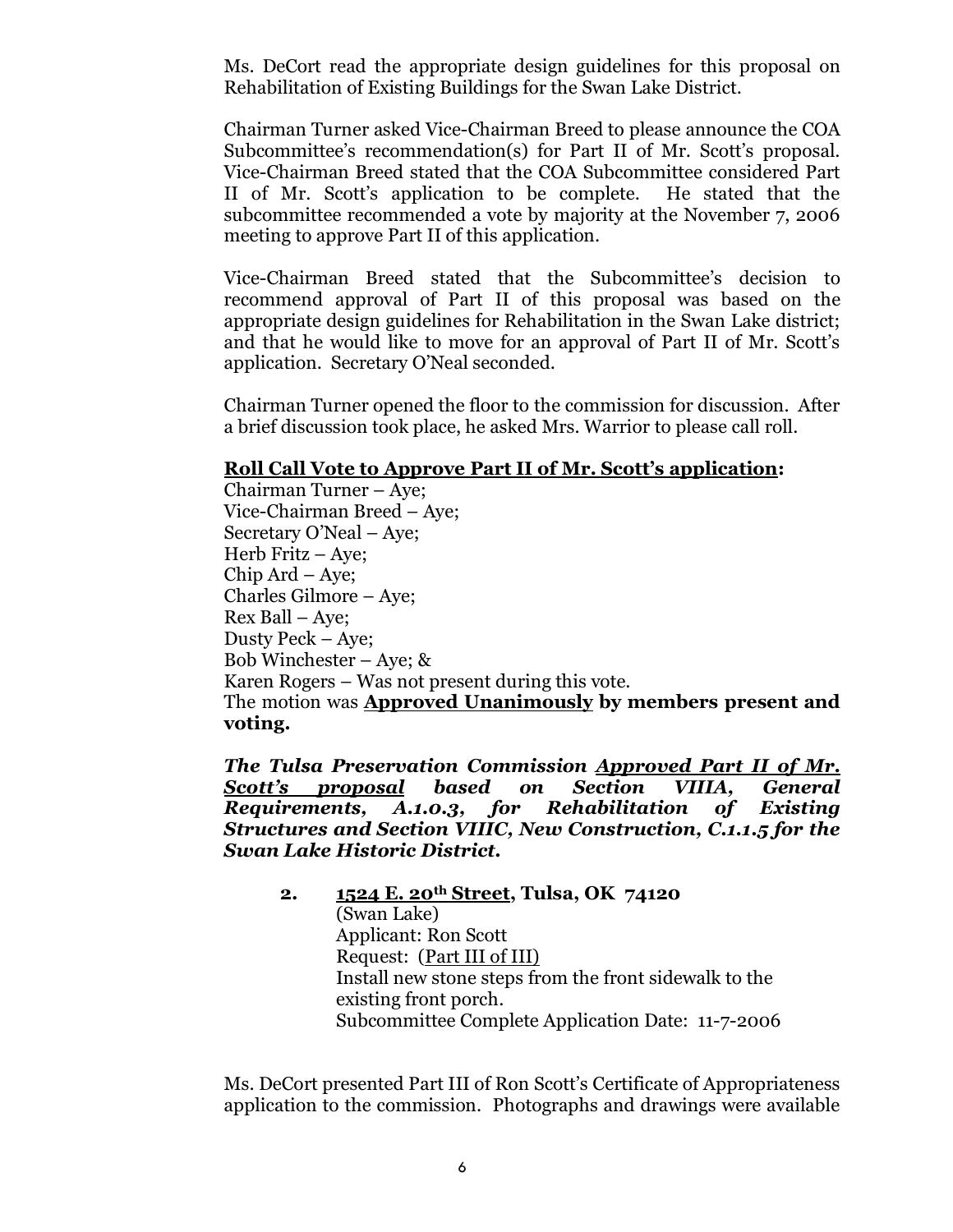Ms. DeCort read the appropriate design guidelines for this proposal on Rehabilitation of Existing Buildings for the Swan Lake District.

Chairman Turner asked Vice-Chairman Breed to please announce the COA Subcommittee's recommendation(s) for Part II of Mr. Scott's proposal. Vice-Chairman Breed stated that the COA Subcommittee considered Part II of Mr. Scott's application to be complete. He stated that the subcommittee recommended a vote by majority at the November 7, 2006 meeting to approve Part II of this application.

Vice-Chairman Breed stated that the Subcommittee's decision to recommend approval of Part II of this proposal was based on the appropriate design guidelines for Rehabilitation in the Swan Lake district; and that he would like to move for an approval of Part II of Mr. Scott's application. Secretary O'Neal seconded.

Chairman Turner opened the floor to the commission for discussion. After a brief discussion took place, he asked Mrs. Warrior to please call roll.

**<u>Roll Call Vote to Approve Part II of Mr. Scott's application</u>:**
Chairman Turner – Aye;
Vice-Chairman Breed – Aye;
Secretary O'Neal – Aye;
Herb Fritz – Aye;
Chip Ard – Aye;
Charles Gilmore – Aye;
Rex Ball – Aye;
Dusty Peck – Aye;
Bob Winchester – Aye; &
Karen Rogers – Was not present during this vote.
The motion was **<u>Approved Unanimously</u> by members present and voting.**

***The Tulsa Preservation Commission <u>Approved Part II of Mr. Scott's proposal</u> based on Section VIIIA, General Requirements, A.1.0.3, for Rehabilitation of Existing Structures and Section VIIIC, New Construction, C.1.1.5 for the Swan Lake Historic District.***

**2. <u>1524 E. 20th Street</u>, Tulsa, OK 74120**
(Swan Lake)
Applicant: Ron Scott
Request: (<u>Part III of III</u>)
Install new stone steps from the front sidewalk to the existing front porch.
Subcommittee Complete Application Date: 11-7-2006

Ms. DeCort presented Part III of Ron Scott's Certificate of Appropriateness application to the commission. Photographs and drawings were available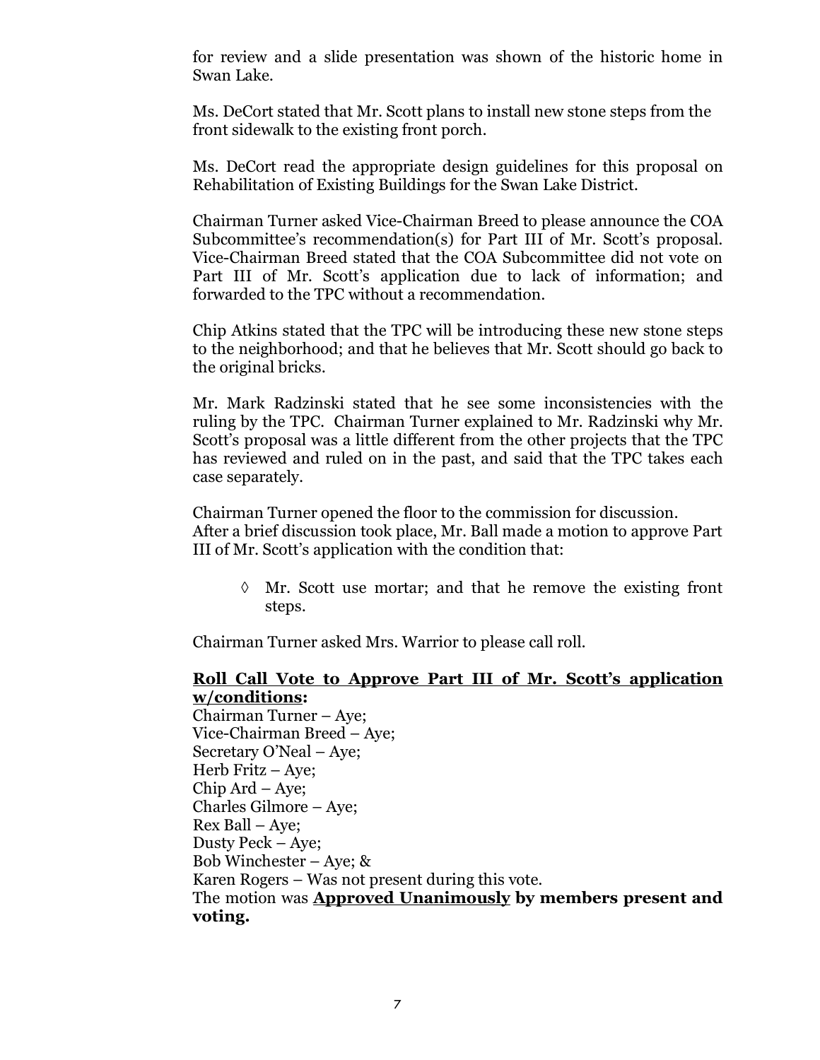for review and a slide presentation was shown of the historic home in Swan Lake.

Ms. DeCort stated that Mr. Scott plans to install new stone steps from the front sidewalk to the existing front porch.

Ms. DeCort read the appropriate design guidelines for this proposal on Rehabilitation of Existing Buildings for the Swan Lake District.

Chairman Turner asked Vice-Chairman Breed to please announce the COA Subcommittee's recommendation(s) for Part III of Mr. Scott's proposal. Vice-Chairman Breed stated that the COA Subcommittee did not vote on Part III of Mr. Scott's application due to lack of information; and forwarded to the TPC without a recommendation.

Chip Atkins stated that the TPC will be introducing these new stone steps to the neighborhood; and that he believes that Mr. Scott should go back to the original bricks.

Mr. Mark Radzinski stated that he see some inconsistencies with the ruling by the TPC. Chairman Turner explained to Mr. Radzinski why Mr. Scott's proposal was a little different from the other projects that the TPC has reviewed and ruled on in the past, and said that the TPC takes each case separately.

Chairman Turner opened the floor to the commission for discussion.
After a brief discussion took place, Mr. Ball made a motion to approve Part III of Mr. Scott's application with the condition that:

◊ Mr. Scott use mortar; and that he remove the existing front steps.

Chairman Turner asked Mrs. Warrior to please call roll.

**Roll Call Vote to Approve Part III of Mr. Scott's application w/conditions:**
Chairman Turner – Aye;
Vice-Chairman Breed – Aye;
Secretary O'Neal – Aye;
Herb Fritz – Aye;
Chip Ard – Aye;
Charles Gilmore – Aye;
Rex Ball – Aye;
Dusty Peck – Aye;
Bob Winchester – Aye; &
Karen Rogers – Was not present during this vote.
The motion was **Approved Unanimously by members present and voting.**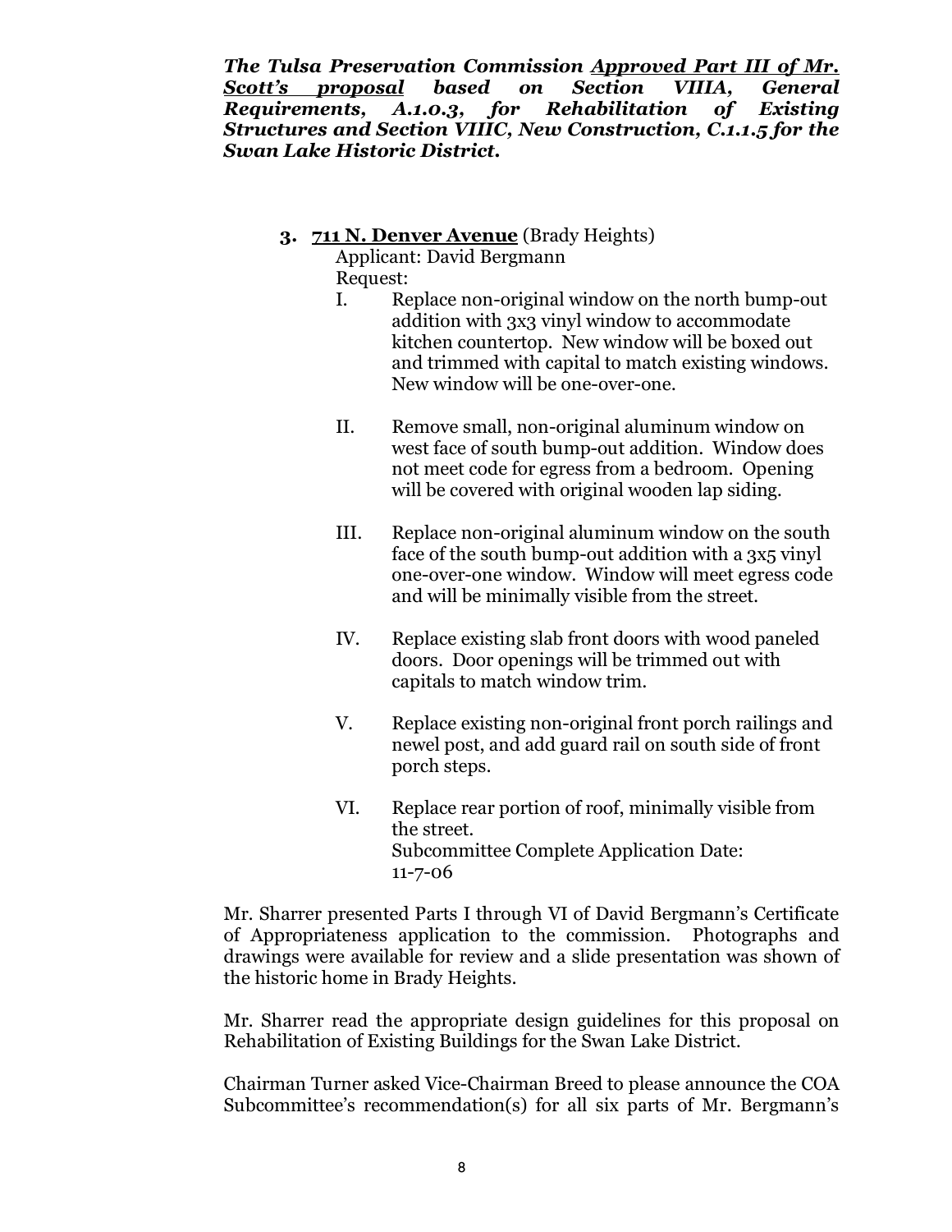***The Tulsa Preservation Commission <u>Approved Part III of Mr. Scott's proposal</u> based on Section VIIIA, General Requirements, A.1.0.3, for Rehabilitation of Existing Structures and Section VIIIC, New Construction, C.1.1.5 for the Swan Lake Historic District.***

**3. <u>711 N. Denver Avenue</u>** (Brady Heights)

Applicant: David Bergmann

Request:

I. Replace non-original window on the north bump-out addition with 3x3 vinyl window to accommodate kitchen countertop. New window will be boxed out and trimmed with capital to match existing windows. New window will be one-over-one.

II. Remove small, non-original aluminum window on west face of south bump-out addition. Window does not meet code for egress from a bedroom. Opening will be covered with original wooden lap siding.

III. Replace non-original aluminum window on the south face of the south bump-out addition with a 3x5 vinyl one-over-one window. Window will meet egress code and will be minimally visible from the street.

IV. Replace existing slab front doors with wood paneled doors. Door openings will be trimmed out with capitals to match window trim.

V. Replace existing non-original front porch railings and newel post, and add guard rail on south side of front porch steps.

VI. Replace rear portion of roof, minimally visible from the street.

Subcommittee Complete Application Date: 11-7-06

Mr. Sharrer presented Parts I through VI of David Bergmann's Certificate of Appropriateness application to the commission. Photographs and drawings were available for review and a slide presentation was shown of the historic home in Brady Heights.

Mr. Sharrer read the appropriate design guidelines for this proposal on Rehabilitation of Existing Buildings for the Swan Lake District.

Chairman Turner asked Vice-Chairman Breed to please announce the COA Subcommittee's recommendation(s) for all six parts of Mr. Bergmann's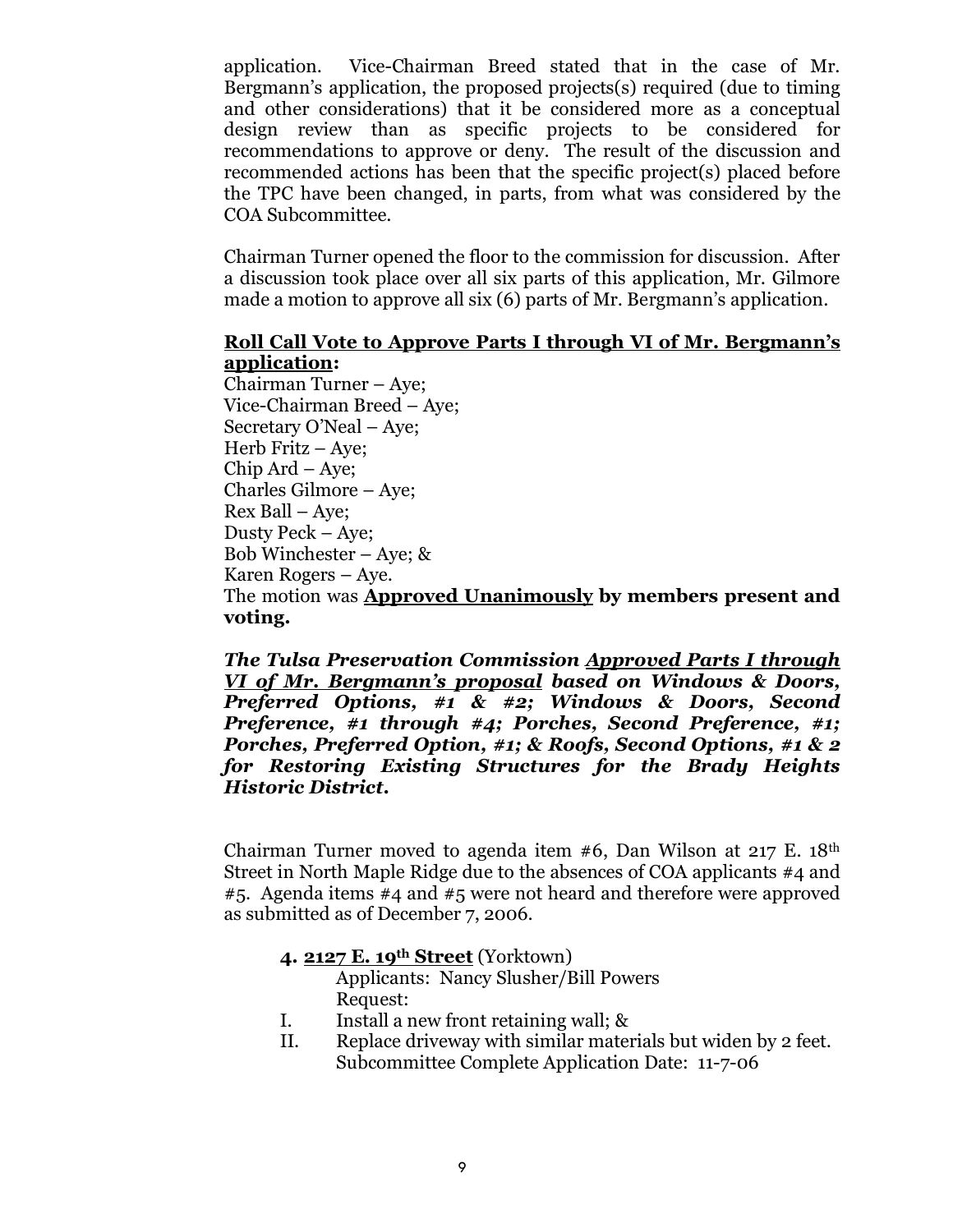application. Vice-Chairman Breed stated that in the case of Mr. Bergmann's application, the proposed projects(s) required (due to timing and other considerations) that it be considered more as a conceptual design review than as specific projects to be considered for recommendations to approve or deny. The result of the discussion and recommended actions has been that the specific project(s) placed before the TPC have been changed, in parts, from what was considered by the COA Subcommittee.

Chairman Turner opened the floor to the commission for discussion. After a discussion took place over all six parts of this application, Mr. Gilmore made a motion to approve all six (6) parts of Mr. Bergmann's application.

**Roll Call Vote to Approve Parts I through VI of Mr. Bergmann's application:**

Chairman Turner – Aye;
Vice-Chairman Breed – Aye;
Secretary O'Neal – Aye;
Herb Fritz – Aye;
Chip Ard – Aye;
Charles Gilmore – Aye;
Rex Ball – Aye;
Dusty Peck – Aye;
Bob Winchester – Aye; &
Karen Rogers – Aye.
The motion was **Approved Unanimously by members present and voting.**

***The Tulsa Preservation Commission Approved Parts I through VI of Mr. Bergmann's proposal based on Windows & Doors, Preferred Options, #1 & #2; Windows & Doors, Second Preference, #1 through #4; Porches, Second Preference, #1; Porches, Preferred Option, #1; & Roofs, Second Options, #1 & 2 for Restoring Existing Structures for the Brady Heights Historic District.***

Chairman Turner moved to agenda item #6, Dan Wilson at 217 E. 18th Street in North Maple Ridge due to the absences of COA applicants #4 and #5. Agenda items #4 and #5 were not heard and therefore were approved as submitted as of December 7, 2006.

**4. 2127 E. 19th Street** (Yorktown)
Applicants: Nancy Slusher/Bill Powers
Request:

I. Install a new front retaining wall; &
II. Replace driveway with similar materials but widen by 2 feet.

Subcommittee Complete Application Date: 11-7-06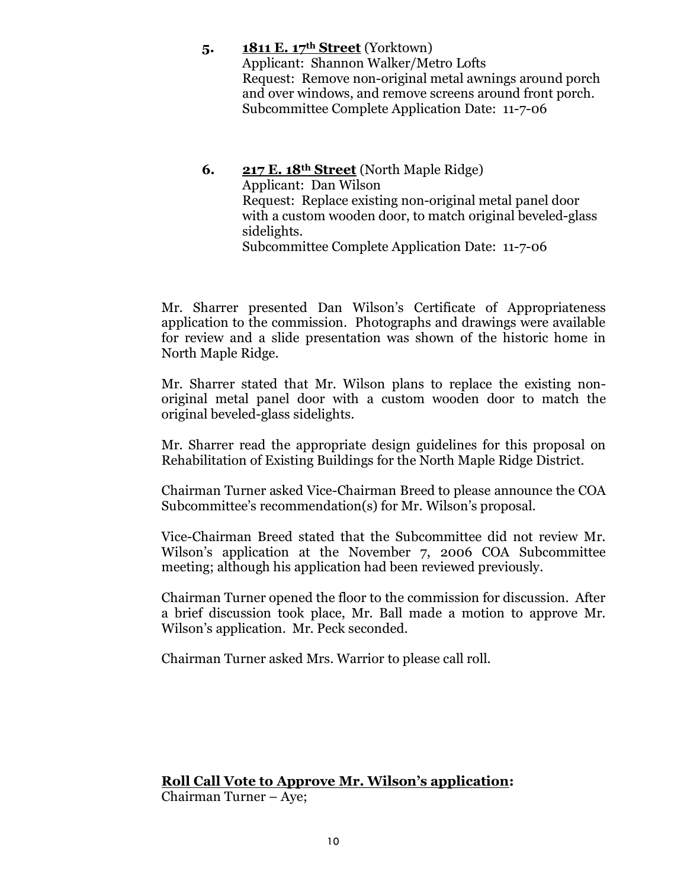5. **<u>1811 E. 17th Street</u>** (Yorktown)
   Applicant: Shannon Walker/Metro Lofts
   Request: Remove non-original metal awnings around porch and over windows, and remove screens around front porch.
   Subcommittee Complete Application Date: 11-7-06

6. **<u>217 E. 18th Street</u>** (North Maple Ridge)
   Applicant: Dan Wilson
   Request: Replace existing non-original metal panel door with a custom wooden door, to match original beveled-glass sidelights.
   Subcommittee Complete Application Date: 11-7-06

Mr. Sharrer presented Dan Wilson's Certificate of Appropriateness application to the commission. Photographs and drawings were available for review and a slide presentation was shown of the historic home in North Maple Ridge.

Mr. Sharrer stated that Mr. Wilson plans to replace the existing non-original metal panel door with a custom wooden door to match the original beveled-glass sidelights.

Mr. Sharrer read the appropriate design guidelines for this proposal on Rehabilitation of Existing Buildings for the North Maple Ridge District.

Chairman Turner asked Vice-Chairman Breed to please announce the COA Subcommittee's recommendation(s) for Mr. Wilson's proposal.

Vice-Chairman Breed stated that the Subcommittee did not review Mr. Wilson's application at the November 7, 2006 COA Subcommittee meeting; although his application had been reviewed previously.

Chairman Turner opened the floor to the commission for discussion. After a brief discussion took place, Mr. Ball made a motion to approve Mr. Wilson's application. Mr. Peck seconded.

Chairman Turner asked Mrs. Warrior to please call roll.

**<u>Roll Call Vote to Approve Mr. Wilson's application</u>:**
Chairman Turner – Aye;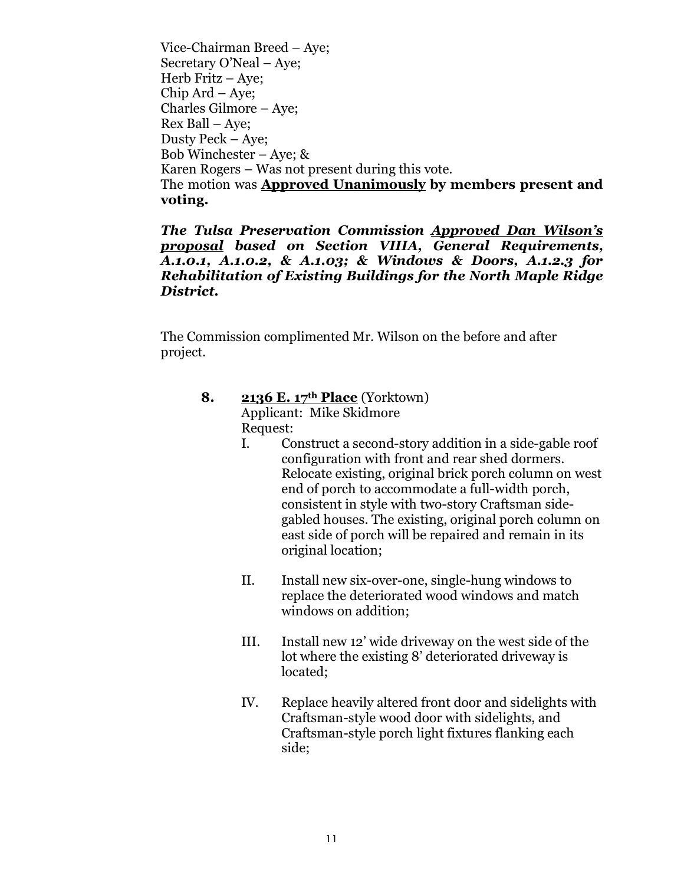Vice-Chairman Breed – Aye;
Secretary O'Neal – Aye;
Herb Fritz – Aye;
Chip Ard – Aye;
Charles Gilmore – Aye;
Rex Ball – Aye;
Dusty Peck – Aye;
Bob Winchester – Aye; &
Karen Rogers – Was not present during this vote.
The motion was **Approved Unanimously by members present and voting.**

***The Tulsa Preservation Commission Approved Dan Wilson's proposal based on Section VIIIA, General Requirements, A.1.0.1, A.1.0.2, & A.1.03; & Windows & Doors, A.1.2.3 for Rehabilitation of Existing Buildings for the North Maple Ridge District.***

The Commission complimented Mr. Wilson on the before and after project.

**8. 2136 E. 17th Place** (Yorktown)
Applicant: Mike Skidmore
Request:

I. Construct a second-story addition in a side-gable roof configuration with front and rear shed dormers. Relocate existing, original brick porch column on west end of porch to accommodate a full-width porch, consistent in style with two-story Craftsman side-gabled houses. The existing, original porch column on east side of porch will be repaired and remain in its original location;

II. Install new six-over-one, single-hung windows to replace the deteriorated wood windows and match windows on addition;

III. Install new 12' wide driveway on the west side of the lot where the existing 8' deteriorated driveway is located;

IV. Replace heavily altered front door and sidelights with Craftsman-style wood door with sidelights, and Craftsman-style porch light fixtures flanking each side;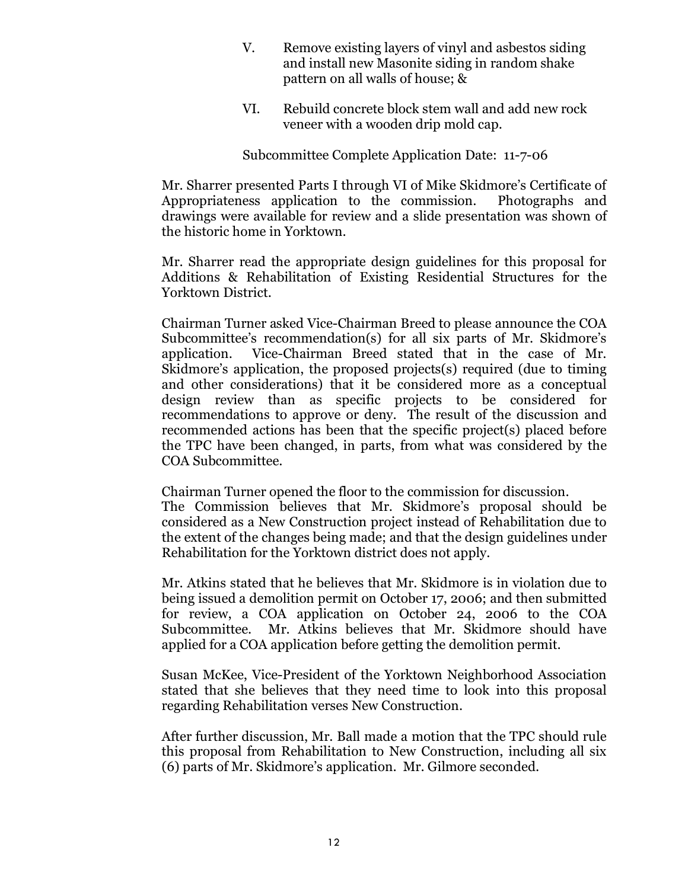V. Remove existing layers of vinyl and asbestos siding and install new Masonite siding in random shake pattern on all walls of house; &

VI. Rebuild concrete block stem wall and add new rock veneer with a wooden drip mold cap.

Subcommittee Complete Application Date: 11-7-06

Mr. Sharrer presented Parts I through VI of Mike Skidmore's Certificate of Appropriateness application to the commission. Photographs and drawings were available for review and a slide presentation was shown of the historic home in Yorktown.

Mr. Sharrer read the appropriate design guidelines for this proposal for Additions & Rehabilitation of Existing Residential Structures for the Yorktown District.

Chairman Turner asked Vice-Chairman Breed to please announce the COA Subcommittee's recommendation(s) for all six parts of Mr. Skidmore's application. Vice-Chairman Breed stated that in the case of Mr. Skidmore's application, the proposed projects(s) required (due to timing and other considerations) that it be considered more as a conceptual design review than as specific projects to be considered for recommendations to approve or deny. The result of the discussion and recommended actions has been that the specific project(s) placed before the TPC have been changed, in parts, from what was considered by the COA Subcommittee.

Chairman Turner opened the floor to the commission for discussion.
The Commission believes that Mr. Skidmore's proposal should be considered as a New Construction project instead of Rehabilitation due to the extent of the changes being made; and that the design guidelines under Rehabilitation for the Yorktown district does not apply.

Mr. Atkins stated that he believes that Mr. Skidmore is in violation due to being issued a demolition permit on October 17, 2006; and then submitted for review, a COA application on October 24, 2006 to the COA Subcommittee. Mr. Atkins believes that Mr. Skidmore should have applied for a COA application before getting the demolition permit.

Susan McKee, Vice-President of the Yorktown Neighborhood Association stated that she believes that they need time to look into this proposal regarding Rehabilitation verses New Construction.

After further discussion, Mr. Ball made a motion that the TPC should rule this proposal from Rehabilitation to New Construction, including all six (6) parts of Mr. Skidmore's application. Mr. Gilmore seconded.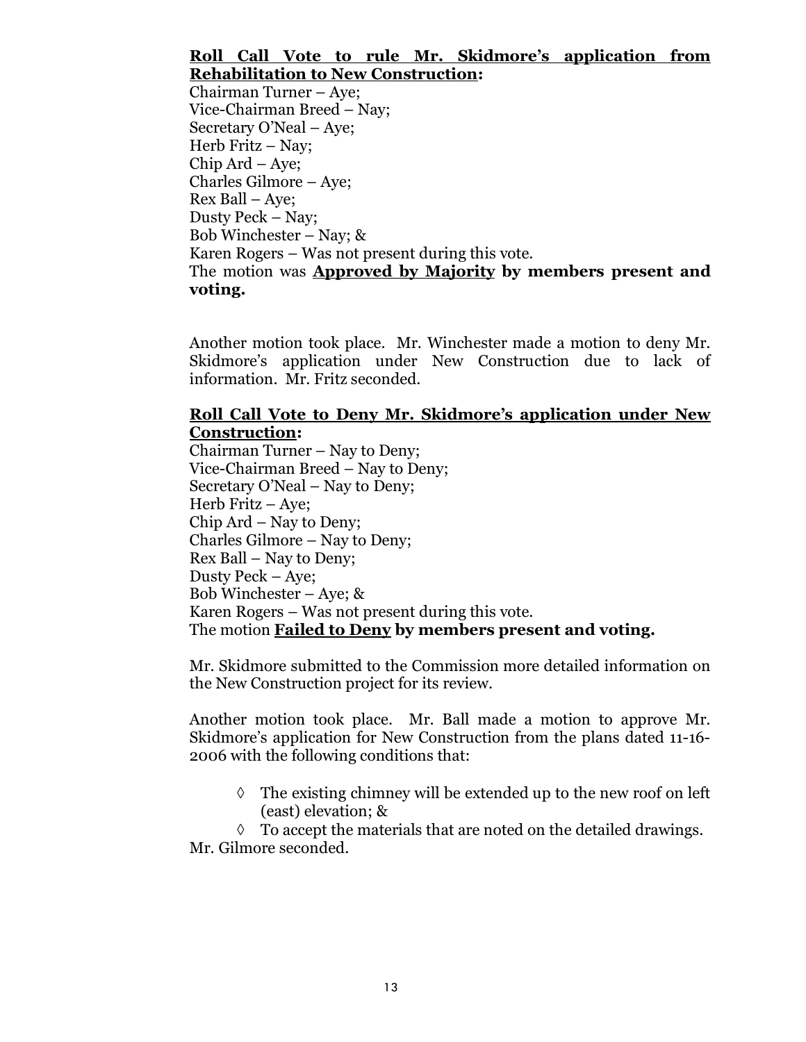**<u>Roll Call Vote to rule Mr. Skidmore's application from Rehabilitation to New Construction</u>:**

Chairman Turner – Aye;
Vice-Chairman Breed – Nay;
Secretary O'Neal – Aye;
Herb Fritz – Nay;
Chip Ard – Aye;
Charles Gilmore – Aye;
Rex Ball – Aye;
Dusty Peck – Nay;
Bob Winchester – Nay; &
Karen Rogers – Was not present during this vote.
The motion was **<u>Approved by Majority</u> by members present and voting.**

Another motion took place. Mr. Winchester made a motion to deny Mr. Skidmore's application under New Construction due to lack of information. Mr. Fritz seconded.

**<u>Roll Call Vote to Deny Mr. Skidmore's application under New Construction</u>:**

Chairman Turner – Nay to Deny;
Vice-Chairman Breed – Nay to Deny;
Secretary O'Neal – Nay to Deny;
Herb Fritz – Aye;
Chip Ard – Nay to Deny;
Charles Gilmore – Nay to Deny;
Rex Ball – Nay to Deny;
Dusty Peck – Aye;
Bob Winchester – Aye; &
Karen Rogers – Was not present during this vote.
The motion **<u>Failed to Deny</u> by members present and voting.**

Mr. Skidmore submitted to the Commission more detailed information on the New Construction project for its review.

Another motion took place. Mr. Ball made a motion to approve Mr. Skidmore's application for New Construction from the plans dated 11-16-2006 with the following conditions that:

- ◊ The existing chimney will be extended up to the new roof on left (east) elevation; &
- ◊ To accept the materials that are noted on the detailed drawings.

Mr. Gilmore seconded.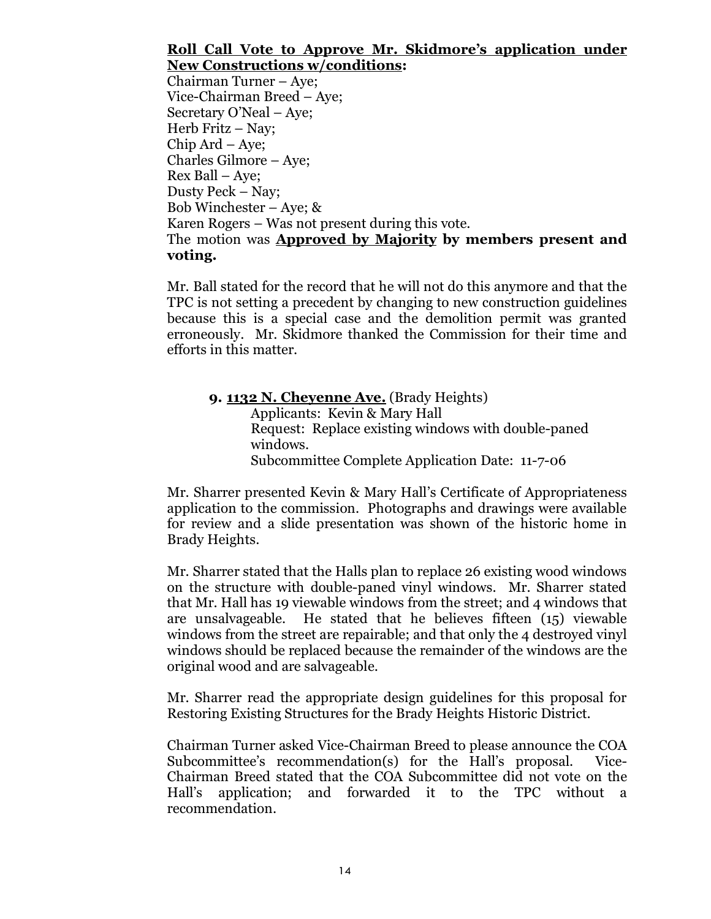**<u>Roll Call Vote to Approve Mr. Skidmore's application under New Constructions w/conditions</u>:**
Chairman Turner – Aye;
Vice-Chairman Breed – Aye;
Secretary O'Neal – Aye;
Herb Fritz – Nay;
Chip Ard – Aye;
Charles Gilmore – Aye;
Rex Ball – Aye;
Dusty Peck – Nay;
Bob Winchester – Aye; &
Karen Rogers – Was not present during this vote.
The motion was **<u>Approved by Majority</u> by members present and voting.**

Mr. Ball stated for the record that he will not do this anymore and that the TPC is not setting a precedent by changing to new construction guidelines because this is a special case and the demolition permit was granted erroneously. Mr. Skidmore thanked the Commission for their time and efforts in this matter.

**9. <u>1132 N. Cheyenne Ave.</u>** (Brady Heights)
Applicants: Kevin & Mary Hall
Request: Replace existing windows with double-paned windows.
Subcommittee Complete Application Date: 11-7-06

Mr. Sharrer presented Kevin & Mary Hall's Certificate of Appropriateness application to the commission. Photographs and drawings were available for review and a slide presentation was shown of the historic home in Brady Heights.

Mr. Sharrer stated that the Halls plan to replace 26 existing wood windows on the structure with double-paned vinyl windows. Mr. Sharrer stated that Mr. Hall has 19 viewable windows from the street; and 4 windows that are unsalvageable. He stated that he believes fifteen (15) viewable windows from the street are repairable; and that only the 4 destroyed vinyl windows should be replaced because the remainder of the windows are the original wood and are salvageable.

Mr. Sharrer read the appropriate design guidelines for this proposal for Restoring Existing Structures for the Brady Heights Historic District.

Chairman Turner asked Vice-Chairman Breed to please announce the COA Subcommittee's recommendation(s) for the Hall's proposal. Vice-Chairman Breed stated that the COA Subcommittee did not vote on the Hall's application; and forwarded it to the TPC without a recommendation.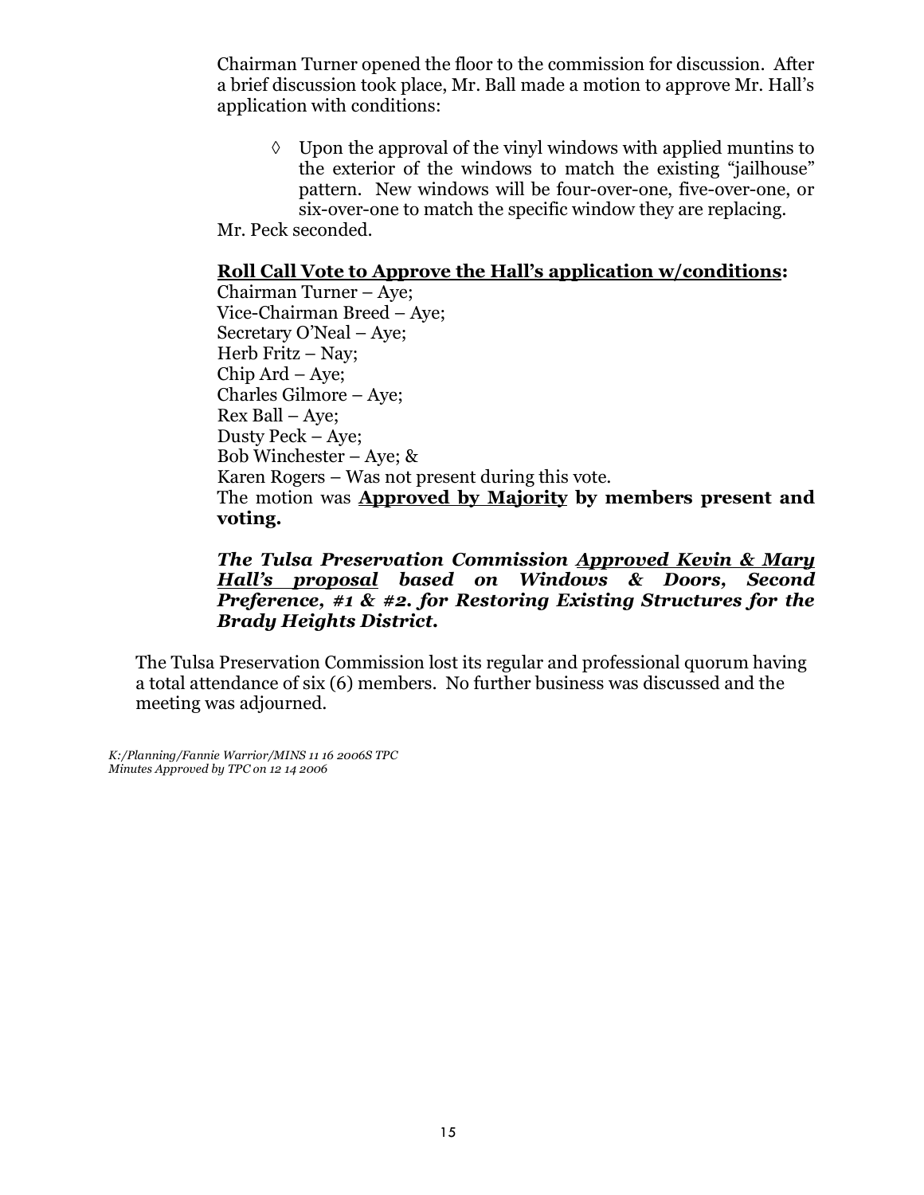Chairman Turner opened the floor to the commission for discussion. After a brief discussion took place, Mr. Ball made a motion to approve Mr. Hall's application with conditions:

◊ Upon the approval of the vinyl windows with applied muntins to the exterior of the windows to match the existing "jailhouse" pattern. New windows will be four-over-one, five-over-one, or six-over-one to match the specific window they are replacing.

Mr. Peck seconded.

**<u>Roll Call Vote to Approve the Hall's application w/conditions</u>:**
Chairman Turner – Aye;
Vice-Chairman Breed – Aye;
Secretary O'Neal – Aye;
Herb Fritz – Nay;
Chip Ard – Aye;
Charles Gilmore – Aye;
Rex Ball – Aye;
Dusty Peck – Aye;
Bob Winchester – Aye; &
Karen Rogers – Was not present during this vote.
The motion was **<u>Approved by Majority</u> by members present and voting.**

***The Tulsa Preservation Commission <u>Approved Kevin & Mary Hall's proposal</u> based on Windows & Doors, Second Preference, #1 & #2. for Restoring Existing Structures for the Brady Heights District.***

The Tulsa Preservation Commission lost its regular and professional quorum having a total attendance of six (6) members. No further business was discussed and the meeting was adjourned.

*K:/Planning/Fannie Warrior/MINS 11 16 2006S TPC*
*Minutes Approved by TPC on 12 14 2006*